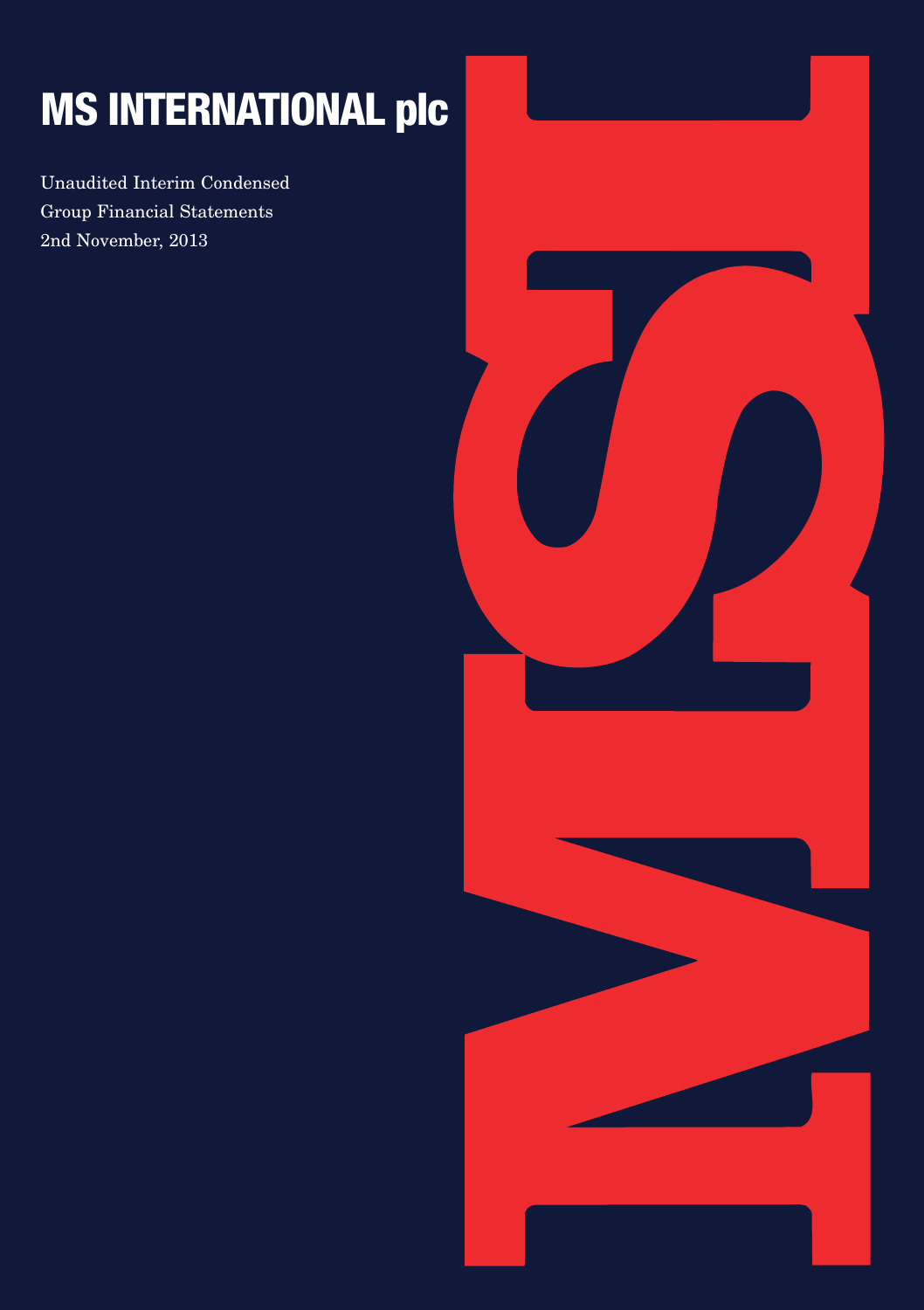# MS INTERNATIONAL plc

Unaudited Interim Condensed
Group Financial Statements
2nd November, 2013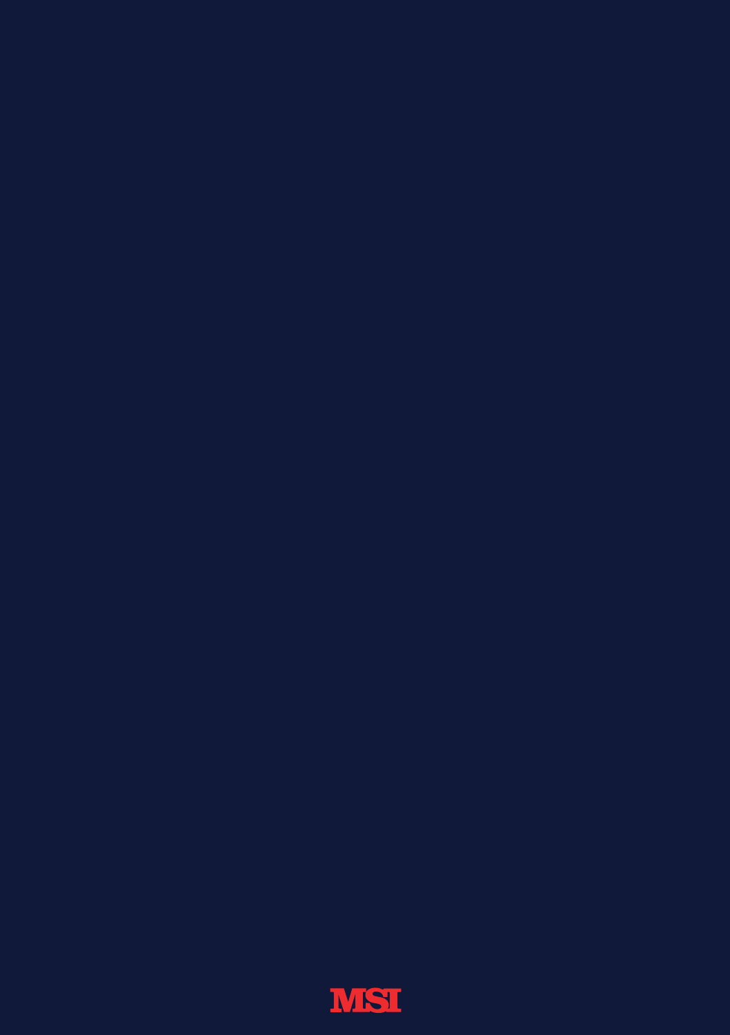MSI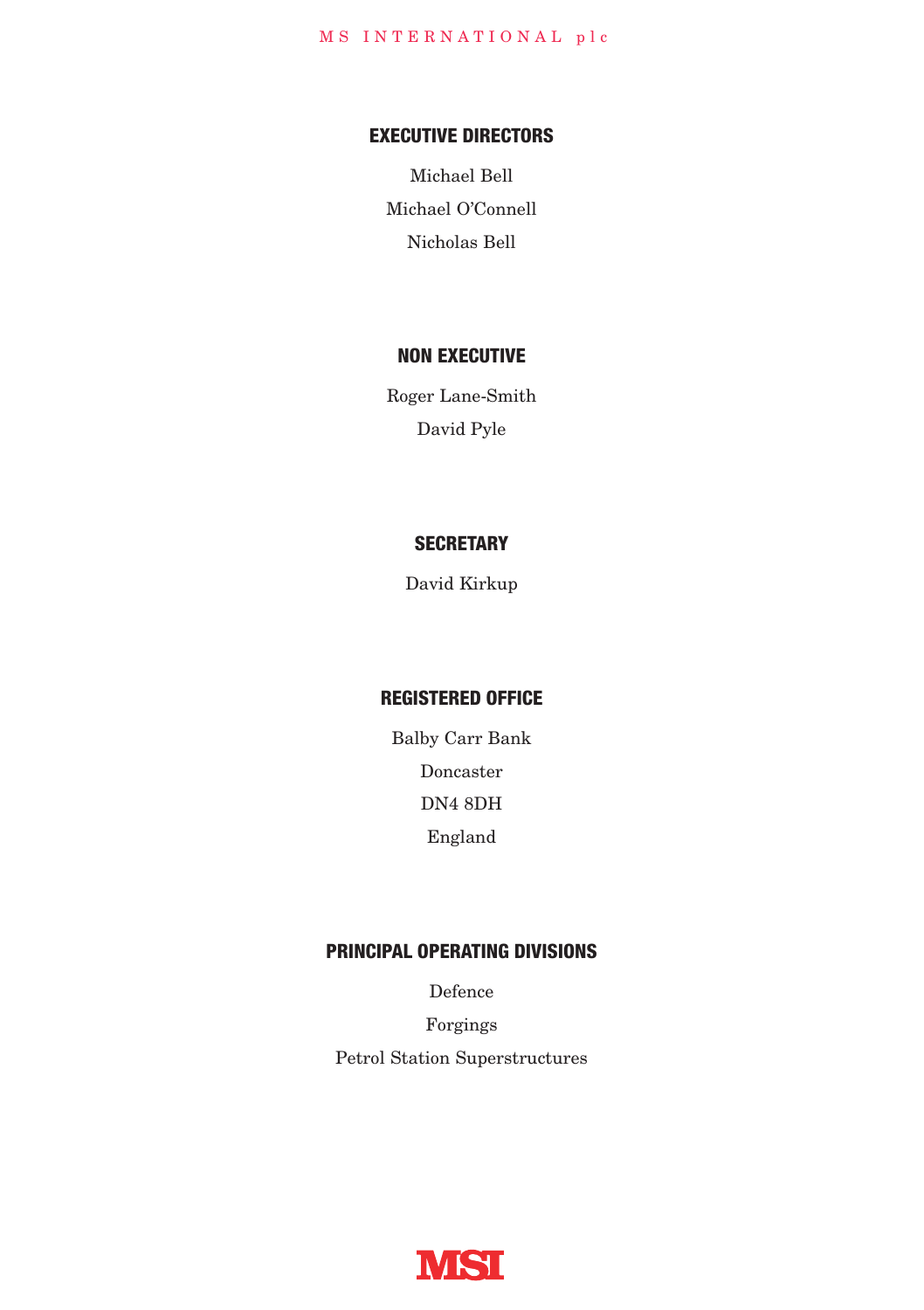## EXECUTIVE DIRECTORS

Michael Bell

Michael O'Connell

Nicholas Bell

## NON EXECUTIVE

Roger Lane-Smith

David Pyle

## SECRETARY

David Kirkup

## REGISTERED OFFICE

Balby Carr Bank

Doncaster

DN4 8DH

England

## PRINCIPAL OPERATING DIVISIONS

Defence

Forgings

Petrol Station Superstructures

MSI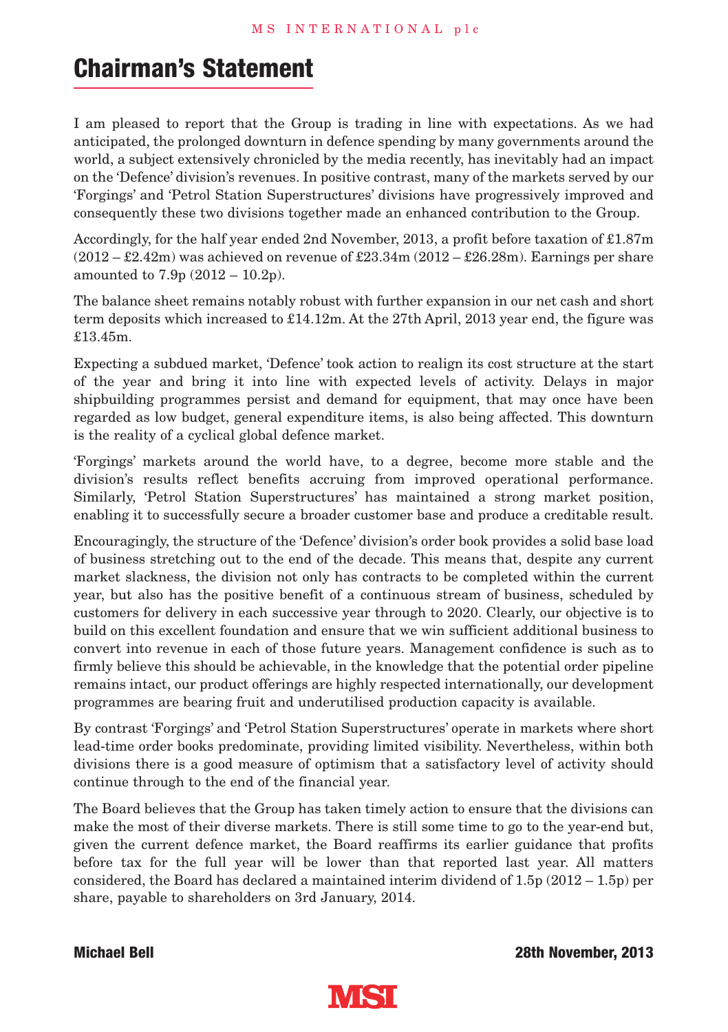# Chairman's Statement

I am pleased to report that the Group is trading in line with expectations. As we had anticipated, the prolonged downturn in defence spending by many governments around the world, a subject extensively chronicled by the media recently, has inevitably had an impact on the 'Defence' division's revenues. In positive contrast, many of the markets served by our 'Forgings' and 'Petrol Station Superstructures' divisions have progressively improved and consequently these two divisions together made an enhanced contribution to the Group.

Accordingly, for the half year ended 2nd November, 2013, a profit before taxation of £1.87m (2012 – £2.42m) was achieved on revenue of £23.34m (2012 – £26.28m). Earnings per share amounted to 7.9p (2012 – 10.2p).

The balance sheet remains notably robust with further expansion in our net cash and short term deposits which increased to £14.12m. At the 27th April, 2013 year end, the figure was £13.45m.

Expecting a subdued market, 'Defence' took action to realign its cost structure at the start of the year and bring it into line with expected levels of activity. Delays in major shipbuilding programmes persist and demand for equipment, that may once have been regarded as low budget, general expenditure items, is also being affected. This downturn is the reality of a cyclical global defence market.

'Forgings' markets around the world have, to a degree, become more stable and the division's results reflect benefits accruing from improved operational performance. Similarly, 'Petrol Station Superstructures' has maintained a strong market position, enabling it to successfully secure a broader customer base and produce a creditable result.

Encouragingly, the structure of the 'Defence' division's order book provides a solid base load of business stretching out to the end of the decade. This means that, despite any current market slackness, the division not only has contracts to be completed within the current year, but also has the positive benefit of a continuous stream of business, scheduled by customers for delivery in each successive year through to 2020. Clearly, our objective is to build on this excellent foundation and ensure that we win sufficient additional business to convert into revenue in each of those future years. Management confidence is such as to firmly believe this should be achievable, in the knowledge that the potential order pipeline remains intact, our product offerings are highly respected internationally, our development programmes are bearing fruit and underutilised production capacity is available.

By contrast 'Forgings' and 'Petrol Station Superstructures' operate in markets where short lead-time order books predominate, providing limited visibility. Nevertheless, within both divisions there is a good measure of optimism that a satisfactory level of activity should continue through to the end of the financial year.

The Board believes that the Group has taken timely action to ensure that the divisions can make the most of their diverse markets. There is still some time to go to the year-end but, given the current defence market, the Board reaffirms its earlier guidance that profits before tax for the full year will be lower than that reported last year. All matters considered, the Board has declared a maintained interim dividend of 1.5p (2012 – 1.5p) per share, payable to shareholders on 3rd January, 2014.

**Michael Bell** **28th November, 2013**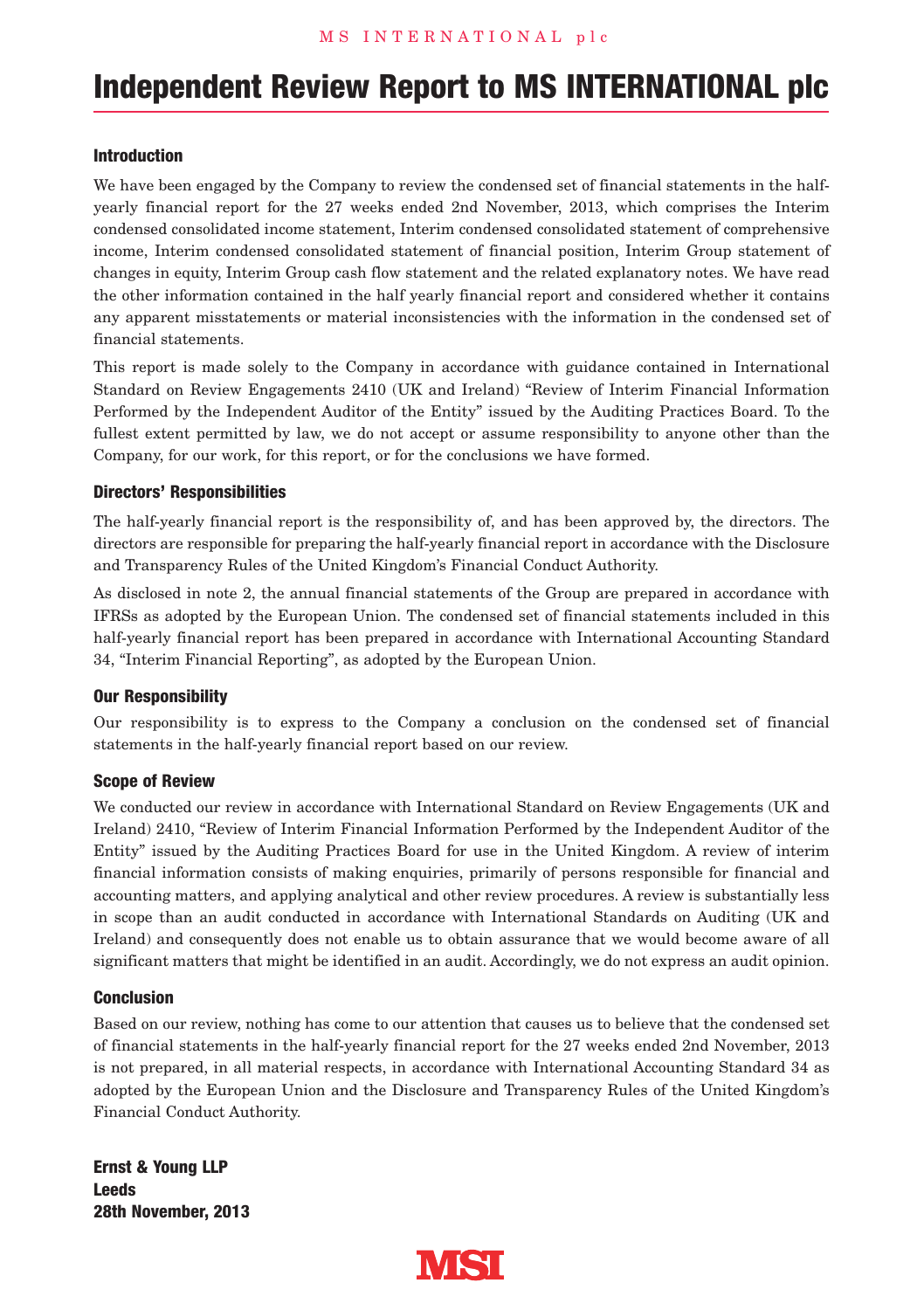# Independent Review Report to MS INTERNATIONAL plc

## Introduction

We have been engaged by the Company to review the condensed set of financial statements in the half-yearly financial report for the 27 weeks ended 2nd November, 2013, which comprises the Interim condensed consolidated income statement, Interim condensed consolidated statement of comprehensive income, Interim condensed consolidated statement of financial position, Interim Group statement of changes in equity, Interim Group cash flow statement and the related explanatory notes. We have read the other information contained in the half yearly financial report and considered whether it contains any apparent misstatements or material inconsistencies with the information in the condensed set of financial statements.

This report is made solely to the Company in accordance with guidance contained in International Standard on Review Engagements 2410 (UK and Ireland) "Review of Interim Financial Information Performed by the Independent Auditor of the Entity" issued by the Auditing Practices Board. To the fullest extent permitted by law, we do not accept or assume responsibility to anyone other than the Company, for our work, for this report, or for the conclusions we have formed.

## Directors' Responsibilities

The half-yearly financial report is the responsibility of, and has been approved by, the directors. The directors are responsible for preparing the half-yearly financial report in accordance with the Disclosure and Transparency Rules of the United Kingdom's Financial Conduct Authority.

As disclosed in note 2, the annual financial statements of the Group are prepared in accordance with IFRSs as adopted by the European Union. The condensed set of financial statements included in this half-yearly financial report has been prepared in accordance with International Accounting Standard 34, "Interim Financial Reporting", as adopted by the European Union.

## Our Responsibility

Our responsibility is to express to the Company a conclusion on the condensed set of financial statements in the half-yearly financial report based on our review.

## Scope of Review

We conducted our review in accordance with International Standard on Review Engagements (UK and Ireland) 2410, "Review of Interim Financial Information Performed by the Independent Auditor of the Entity" issued by the Auditing Practices Board for use in the United Kingdom. A review of interim financial information consists of making enquiries, primarily of persons responsible for financial and accounting matters, and applying analytical and other review procedures. A review is substantially less in scope than an audit conducted in accordance with International Standards on Auditing (UK and Ireland) and consequently does not enable us to obtain assurance that we would become aware of all significant matters that might be identified in an audit. Accordingly, we do not express an audit opinion.

## Conclusion

Based on our review, nothing has come to our attention that causes us to believe that the condensed set of financial statements in the half-yearly financial report for the 27 weeks ended 2nd November, 2013 is not prepared, in all material respects, in accordance with International Accounting Standard 34 as adopted by the European Union and the Disclosure and Transparency Rules of the United Kingdom's Financial Conduct Authority.

**Ernst & Young LLP**
**Leeds**
**28th November, 2013**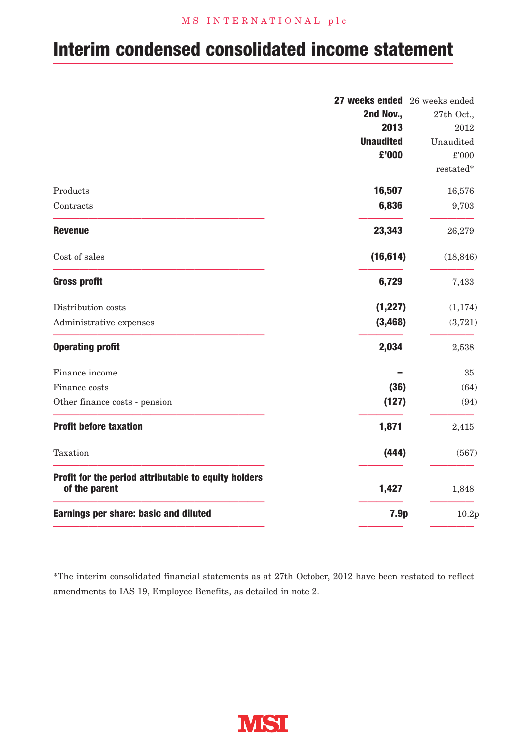# Interim condensed consolidated income statement

| | 27 weeks ended 2nd Nov., 2013 Unaudited £'000 | 26 weeks ended 27th Oct., 2012 Unaudited £'000 restated* |
|---|---|---|
| Products | **16,507** | 16,576 |
| Contracts | **6,836** | 9,703 |
| **Revenue** | **23,343** | 26,279 |
| Cost of sales | **(16,614)** | (18,846) |
| **Gross profit** | **6,729** | 7,433 |
| Distribution costs | **(1,227)** | (1,174) |
| Administrative expenses | **(3,468)** | (3,721) |
| **Operating profit** | **2,034** | 2,538 |
| Finance income | **–** | 35 |
| Finance costs | **(36)** | (64) |
| Other finance costs - pension | **(127)** | (94) |
| **Profit before taxation** | **1,871** | 2,415 |
| Taxation | **(444)** | (567) |
| **Profit for the period attributable to equity holders of the parent** | **1,427** | 1,848 |
| **Earnings per share: basic and diluted** | **7.9p** | 10.2p |

*The interim consolidated financial statements as at 27th October, 2012 have been restated to reflect amendments to IAS 19, Employee Benefits, as detailed in note 2.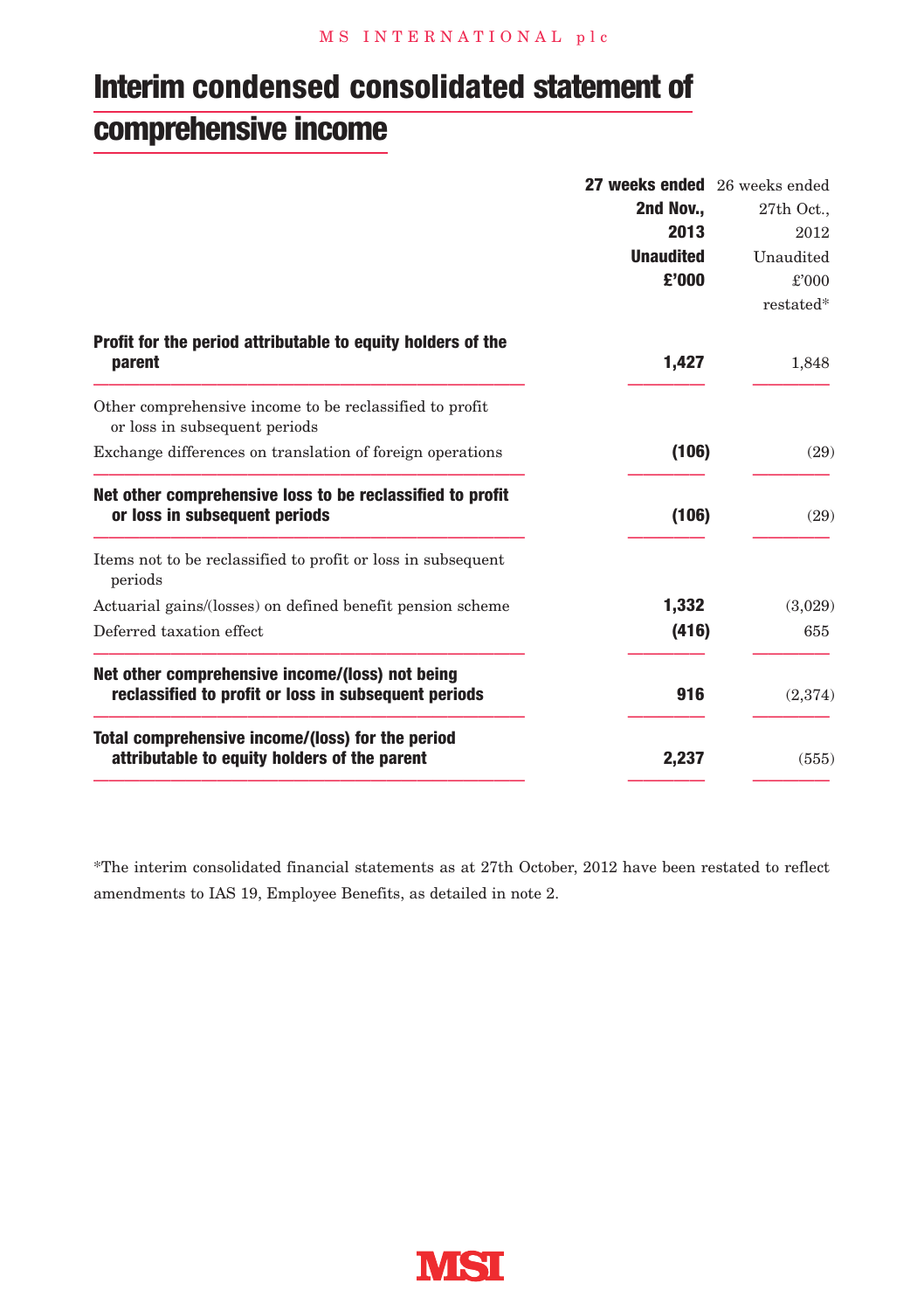# Interim condensed consolidated statement of comprehensive income

| | 27 weeks ended 2nd Nov., 2013 Unaudited £'000 | 26 weeks ended 27th Oct., 2012 Unaudited £'000 restated* |
|---|---|---|
| **Profit for the period attributable to equity holders of the parent** | **1,427** | 1,848 |
| Other comprehensive income to be reclassified to profit or loss in subsequent periods | | |
| Exchange differences on translation of foreign operations | **(106)** | (29) |
| **Net other comprehensive loss to be reclassified to profit or loss in subsequent periods** | **(106)** | (29) |
| Items not to be reclassified to profit or loss in subsequent periods | | |
| Actuarial gains/(losses) on defined benefit pension scheme | **1,332** | (3,029) |
| Deferred taxation effect | **(416)** | 655 |
| **Net other comprehensive income/(loss) not being reclassified to profit or loss in subsequent periods** | **916** | (2,374) |
| **Total comprehensive income/(loss) for the period attributable to equity holders of the parent** | **2,237** | (555) |

*The interim consolidated financial statements as at 27th October, 2012 have been restated to reflect amendments to IAS 19, Employee Benefits, as detailed in note 2.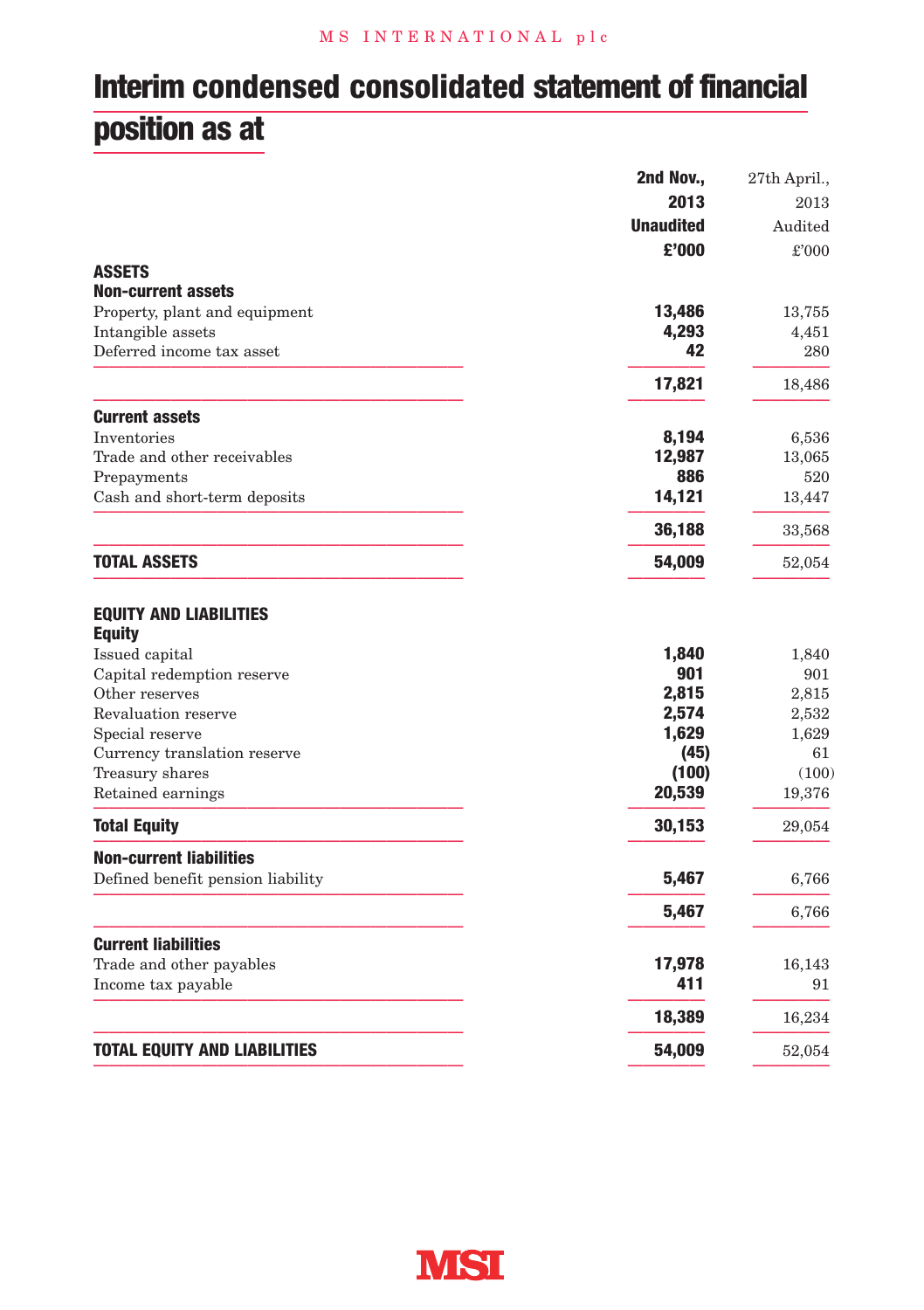# Interim condensed consolidated statement of financial position as at

| | 2nd Nov., 2013 Unaudited £'000 | 27th April., 2013 Audited £'000 |
|---|---|---|
| **ASSETS** | | |
| **Non-current assets** | | |
| Property, plant and equipment | **13,486** | 13,755 |
| Intangible assets | **4,293** | 4,451 |
| Deferred income tax asset | **42** | 280 |
| | **17,821** | 18,486 |
| **Current assets** | | |
| Inventories | **8,194** | 6,536 |
| Trade and other receivables | **12,987** | 13,065 |
| Prepayments | **886** | 520 |
| Cash and short-term deposits | **14,121** | 13,447 |
| | **36,188** | 33,568 |
| **TOTAL ASSETS** | **54,009** | 52,054 |
| **EQUITY AND LIABILITIES** | | |
| **Equity** | | |
| Issued capital | **1,840** | 1,840 |
| Capital redemption reserve | **901** | 901 |
| Other reserves | **2,815** | 2,815 |
| Revaluation reserve | **2,574** | 2,532 |
| Special reserve | **1,629** | 1,629 |
| Currency translation reserve | **(45)** | 61 |
| Treasury shares | **(100)** | (100) |
| Retained earnings | **20,539** | 19,376 |
| **Total Equity** | **30,153** | 29,054 |
| **Non-current liabilities** | | |
| Defined benefit pension liability | **5,467** | 6,766 |
| | **5,467** | 6,766 |
| **Current liabilities** | | |
| Trade and other payables | **17,978** | 16,143 |
| Income tax payable | **411** | 91 |
| | **18,389** | 16,234 |
| **TOTAL EQUITY AND LIABILITIES** | **54,009** | 52,054 |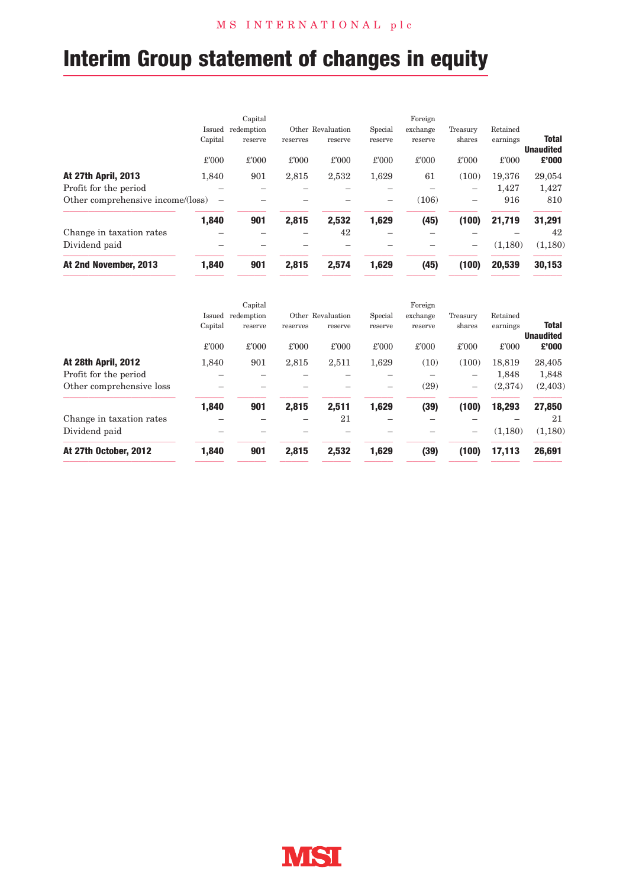# Interim Group statement of changes in equity

| | Issued Capital | Capital redemption reserve | Other reserves | Revaluation reserve | Special reserve | Foreign exchange reserve | Treasury shares | Retained earnings | **Total Unaudited** |
|---|---|---|---|---|---|---|---|---|---|
| | £'000 | £'000 | £'000 | £'000 | £'000 | £'000 | £'000 | £'000 | **£'000** |
| **At 27th April, 2013** | 1,840 | 901 | 2,815 | 2,532 | 1,629 | 61 | (100) | 19,376 | 29,054 |
| Profit for the period | – | – | – | – | – | – | – | 1,427 | 1,427 |
| Other comprehensive income/(loss) | – | – | – | – | – | (106) | – | 916 | 810 |
| | **1,840** | **901** | **2,815** | **2,532** | **1,629** | **(45)** | **(100)** | **21,719** | **31,291** |
| Change in taxation rates | – | – | – | 42 | – | – | – | – | 42 |
| Dividend paid | – | – | – | – | – | – | – | (1,180) | (1,180) |
| **At 2nd November, 2013** | **1,840** | **901** | **2,815** | **2,574** | **1,629** | **(45)** | **(100)** | **20,539** | **30,153** |

| | Issued Capital | Capital redemption reserve | Other reserves | Revaluation reserve | Special reserve | Foreign exchange reserve | Treasury shares | Retained earnings | **Total Unaudited** |
|---|---|---|---|---|---|---|---|---|---|
| | £'000 | £'000 | £'000 | £'000 | £'000 | £'000 | £'000 | £'000 | **£'000** |
| **At 28th April, 2012** | 1,840 | 901 | 2,815 | 2,511 | 1,629 | (10) | (100) | 18,819 | 28,405 |
| Profit for the period | – | – | – | – | – | – | – | 1,848 | 1,848 |
| Other comprehensive loss | – | – | – | – | – | (29) | – | (2,374) | (2,403) |
| | **1,840** | **901** | **2,815** | **2,511** | **1,629** | **(39)** | **(100)** | **18,293** | **27,850** |
| Change in taxation rates | – | – | – | 21 | – | – | – | – | 21 |
| Dividend paid | – | – | – | – | – | – | – | (1,180) | (1,180) |
| **At 27th October, 2012** | **1,840** | **901** | **2,815** | **2,532** | **1,629** | **(39)** | **(100)** | **17,113** | **26,691** |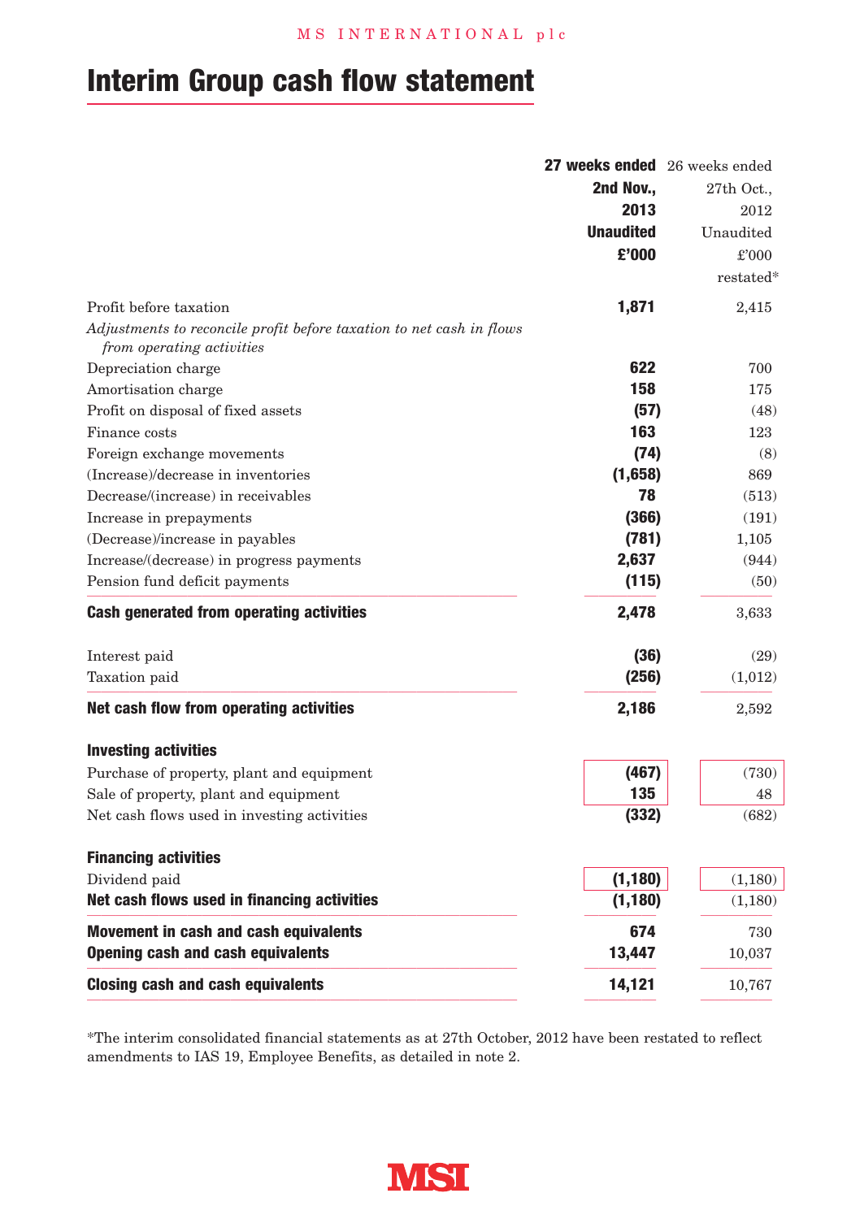# Interim Group cash flow statement

| | **27 weeks ended 2nd Nov., 2013 Unaudited £'000** | 26 weeks ended 27th Oct., 2012 Unaudited £'000 restated* |
|---|---|---|
| Profit before taxation | **1,871** | 2,415 |
| *Adjustments to reconcile profit before taxation to net cash in flows from operating activities* | | |
| Depreciation charge | **622** | 700 |
| Amortisation charge | **158** | 175 |
| Profit on disposal of fixed assets | **(57)** | (48) |
| Finance costs | **163** | 123 |
| Foreign exchange movements | **(74)** | (8) |
| (Increase)/decrease in inventories | **(1,658)** | 869 |
| Decrease/(increase) in receivables | **78** | (513) |
| Increase in prepayments | **(366)** | (191) |
| (Decrease)/increase in payables | **(781)** | 1,105 |
| Increase/(decrease) in progress payments | **2,637** | (944) |
| Pension fund deficit payments | **(115)** | (50) |
| **Cash generated from operating activities** | **2,478** | 3,633 |
| Interest paid | **(36)** | (29) |
| Taxation paid | **(256)** | (1,012) |
| **Net cash flow from operating activities** | **2,186** | 2,592 |
| **Investing activities** | | |
| Purchase of property, plant and equipment | **(467)** | (730) |
| Sale of property, plant and equipment | **135** | 48 |
| Net cash flows used in investing activities | **(332)** | (682) |
| **Financing activities** | | |
| Dividend paid | **(1,180)** | (1,180) |
| **Net cash flows used in financing activities** | **(1,180)** | (1,180) |
| **Movement in cash and cash equivalents** | **674** | 730 |
| **Opening cash and cash equivalents** | **13,447** | 10,037 |
| **Closing cash and cash equivalents** | **14,121** | 10,767 |

*The interim consolidated financial statements as at 27th October, 2012 have been restated to reflect amendments to IAS 19, Employee Benefits, as detailed in note 2.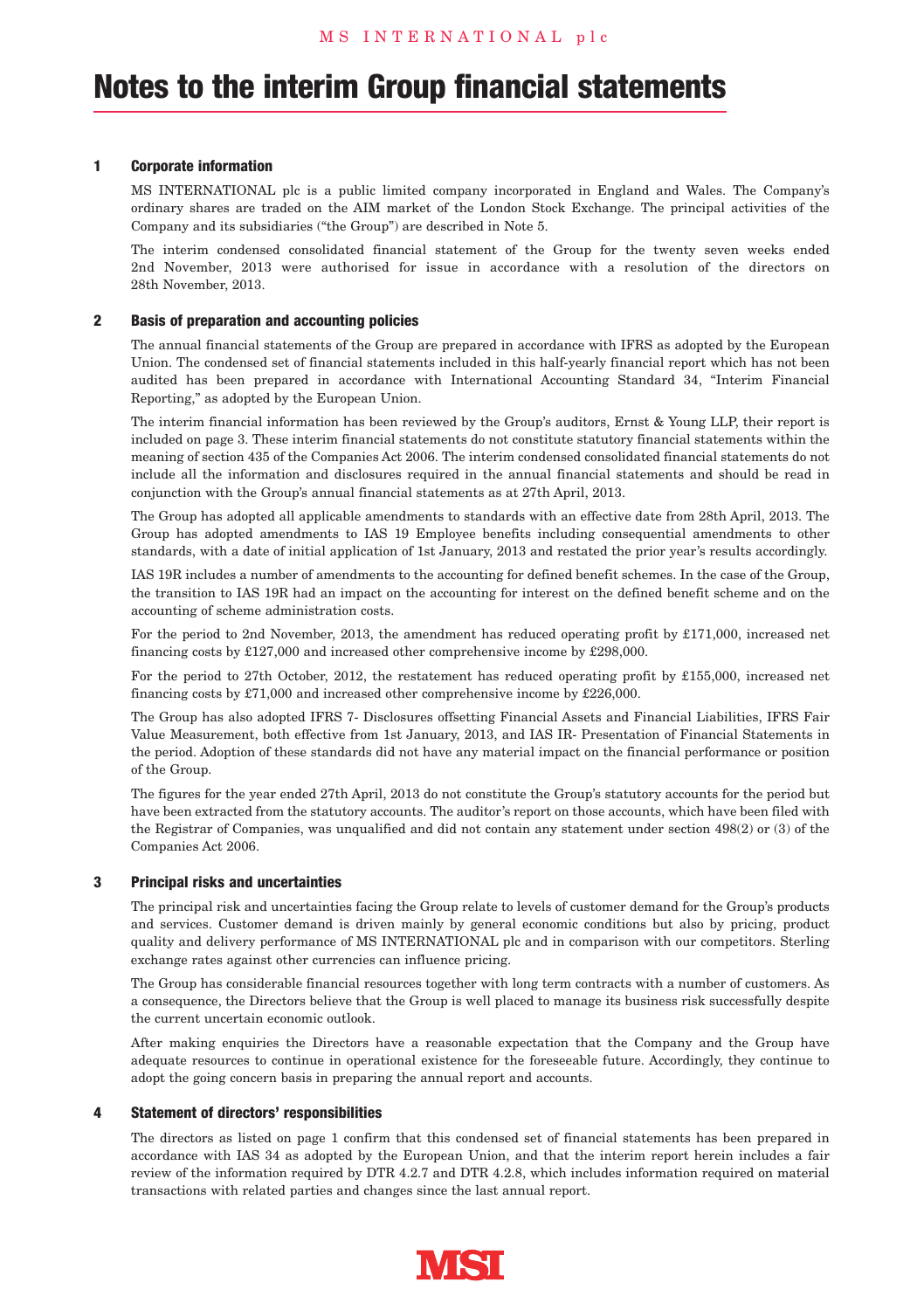# Notes to the interim Group financial statements

## 1 Corporate information

MS INTERNATIONAL plc is a public limited company incorporated in England and Wales. The Company's ordinary shares are traded on the AIM market of the London Stock Exchange. The principal activities of the Company and its subsidiaries ("the Group") are described in Note 5.

The interim condensed consolidated financial statement of the Group for the twenty seven weeks ended 2nd November, 2013 were authorised for issue in accordance with a resolution of the directors on 28th November, 2013.

## 2 Basis of preparation and accounting policies

The annual financial statements of the Group are prepared in accordance with IFRS as adopted by the European Union. The condensed set of financial statements included in this half-yearly financial report which has not been audited has been prepared in accordance with International Accounting Standard 34, "Interim Financial Reporting," as adopted by the European Union.

The interim financial information has been reviewed by the Group's auditors, Ernst & Young LLP, their report is included on page 3. These interim financial statements do not constitute statutory financial statements within the meaning of section 435 of the Companies Act 2006. The interim condensed consolidated financial statements do not include all the information and disclosures required in the annual financial statements and should be read in conjunction with the Group's annual financial statements as at 27th April, 2013.

The Group has adopted all applicable amendments to standards with an effective date from 28th April, 2013. The Group has adopted amendments to IAS 19 Employee benefits including consequential amendments to other standards, with a date of initial application of 1st January, 2013 and restated the prior year's results accordingly.

IAS 19R includes a number of amendments to the accounting for defined benefit schemes. In the case of the Group, the transition to IAS 19R had an impact on the accounting for interest on the defined benefit scheme and on the accounting of scheme administration costs.

For the period to 2nd November, 2013, the amendment has reduced operating profit by £171,000, increased net financing costs by £127,000 and increased other comprehensive income by £298,000.

For the period to 27th October, 2012, the restatement has reduced operating profit by £155,000, increased net financing costs by £71,000 and increased other comprehensive income by £226,000.

The Group has also adopted IFRS 7- Disclosures offsetting Financial Assets and Financial Liabilities, IFRS Fair Value Measurement, both effective from 1st January, 2013, and IAS IR- Presentation of Financial Statements in the period. Adoption of these standards did not have any material impact on the financial performance or position of the Group.

The figures for the year ended 27th April, 2013 do not constitute the Group's statutory accounts for the period but have been extracted from the statutory accounts. The auditor's report on those accounts, which have been filed with the Registrar of Companies, was unqualified and did not contain any statement under section 498(2) or (3) of the Companies Act 2006.

## 3 Principal risks and uncertainties

The principal risk and uncertainties facing the Group relate to levels of customer demand for the Group's products and services. Customer demand is driven mainly by general economic conditions but also by pricing, product quality and delivery performance of MS INTERNATIONAL plc and in comparison with our competitors. Sterling exchange rates against other currencies can influence pricing.

The Group has considerable financial resources together with long term contracts with a number of customers. As a consequence, the Directors believe that the Group is well placed to manage its business risk successfully despite the current uncertain economic outlook.

After making enquiries the Directors have a reasonable expectation that the Company and the Group have adequate resources to continue in operational existence for the foreseeable future. Accordingly, they continue to adopt the going concern basis in preparing the annual report and accounts.

## 4 Statement of directors' responsibilities

The directors as listed on page 1 confirm that this condensed set of financial statements has been prepared in accordance with IAS 34 as adopted by the European Union, and that the interim report herein includes a fair review of the information required by DTR 4.2.7 and DTR 4.2.8, which includes information required on material transactions with related parties and changes since the last annual report.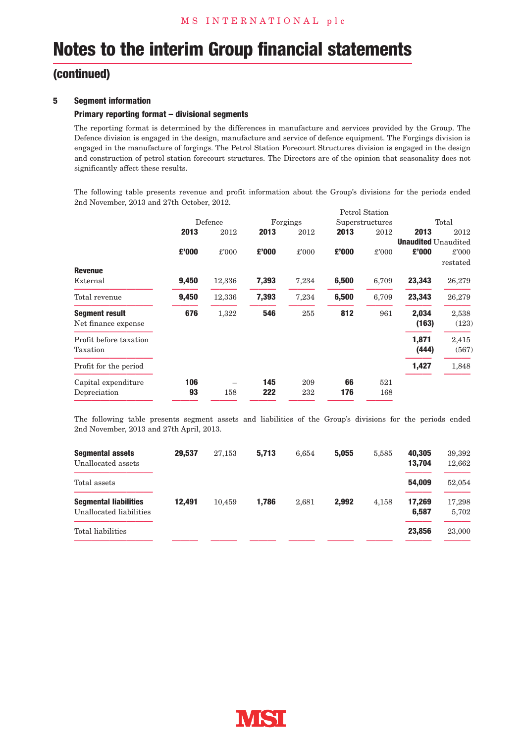# Notes to the interim Group financial statements

## (continued)

### 5 Segment information

#### Primary reporting format – divisional segments

The reporting format is determined by the differences in manufacture and services provided by the Group. The Defence division is engaged in the design, manufacture and service of defence equipment. The Forgings division is engaged in the manufacture of forgings. The Petrol Station Forecourt Structures division is engaged in the design and construction of petrol station forecourt structures. The Directors are of the opinion that seasonality does not significantly affect these results.

The following table presents revenue and profit information about the Group's divisions for the periods ended 2nd November, 2013 and 27th October, 2012.

| | Defence | | Forgings | | Petrol Station Superstructures | | Total | |
|---|---|---|---|---|---|---|---|---|
| | **2013** | 2012 | **2013** | 2012 | **2013** | 2012 | **2013** **Unaudited** | 2012 Unaudited |
| | **£'000** | £'000 | **£'000** | £'000 | **£'000** | £'000 | **£'000** | £'000 restated |
| **Revenue** | | | | | | | | |
| External | **9,450** | 12,336 | **7,393** | 7,234 | **6,500** | 6,709 | **23,343** | 26,279 |
| Total revenue | **9,450** | 12,336 | **7,393** | 7,234 | **6,500** | 6,709 | **23,343** | 26,279 |
| **Segment result** | **676** | 1,322 | **546** | 255 | **812** | 961 | **2,034** | 2,538 |
| Net finance expense | | | | | | | **(163)** | (123) |
| Profit before taxation | | | | | | | **1,871** | 2,415 |
| Taxation | | | | | | | **(444)** | (567) |
| Profit for the period | | | | | | | **1,427** | 1,848 |
| Capital expenditure | **106** | – | **145** | 209 | **66** | 521 | | |
| Depreciation | **93** | 158 | **222** | 232 | **176** | 168 | | |

The following table presents segment assets and liabilities of the Group's divisions for the periods ended 2nd November, 2013 and 27th April, 2013.

| | Defence 2013 | Defence 2012 | Forgings 2013 | Forgings 2012 | Petrol Station Superstructures 2013 | Petrol Station Superstructures 2012 | Total 2013 | Total 2012 |
|---|---|---|---|---|---|---|---|---|
| **Segmental assets** | **29,537** | 27,153 | **5,713** | 6,654 | **5,055** | 5,585 | **40,305** | 39,392 |
| Unallocated assets | | | | | | | **13,704** | 12,662 |
| Total assets | | | | | | | **54,009** | 52,054 |
| **Segmental liabilities** | **12,491** | 10,459 | **1,786** | 2,681 | **2,992** | 4,158 | **17,269** | 17,298 |
| Unallocated liabilities | | | | | | | **6,587** | 5,702 |
| Total liabilities | | | | | | | **23,856** | 23,000 |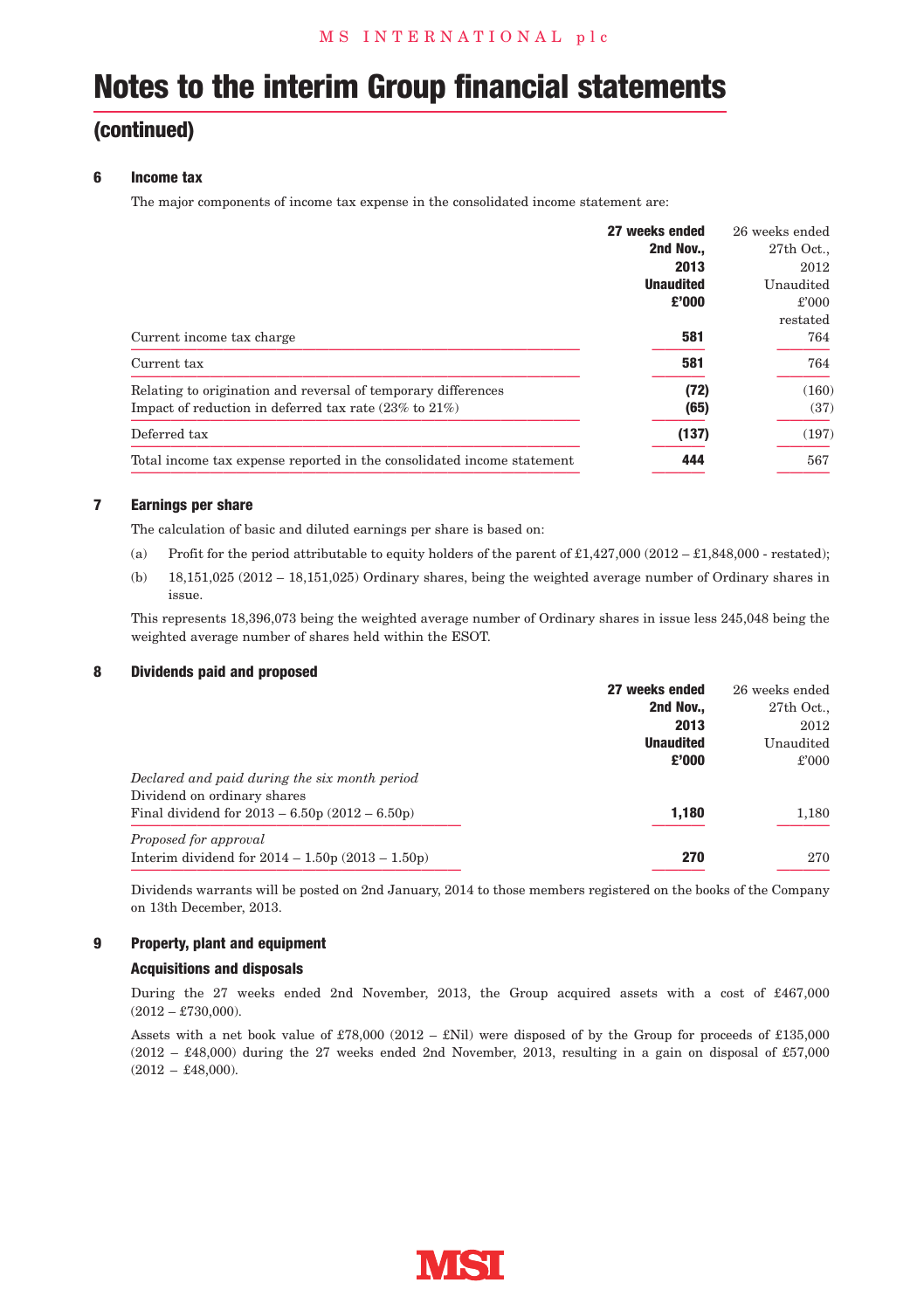# Notes to the interim Group financial statements

## (continued)

### 6 Income tax

The major components of income tax expense in the consolidated income statement are:

| | **27 weeks ended 2nd Nov., 2013 Unaudited £'000** | 26 weeks ended 27th Oct., 2012 Unaudited £'000 restated |
|---|---|---|
| Current income tax charge | **581** | 764 |
| Current tax | **581** | 764 |
| Relating to origination and reversal of temporary differences | **(72)** | (160) |
| Impact of reduction in deferred tax rate (23% to 21%) | **(65)** | (37) |
| Deferred tax | **(137)** | (197) |
| Total income tax expense reported in the consolidated income statement | **444** | 567 |

### 7 Earnings per share

The calculation of basic and diluted earnings per share is based on:

(a) Profit for the period attributable to equity holders of the parent of £1,427,000 (2012 – £1,848,000 - restated);

(b) 18,151,025 (2012 – 18,151,025) Ordinary shares, being the weighted average number of Ordinary shares in issue.

This represents 18,396,073 being the weighted average number of Ordinary shares in issue less 245,048 being the weighted average number of shares held within the ESOT.

### 8 Dividends paid and proposed

| | **27 weeks ended 2nd Nov., 2013 Unaudited £'000** | 26 weeks ended 27th Oct., 2012 Unaudited £'000 |
|---|---|---|
| *Declared and paid during the six month period* | | |
| Dividend on ordinary shares | | |
| Final dividend for 2013 – 6.50p (2012 – 6.50p) | **1,180** | 1,180 |
| *Proposed for approval* | | |
| Interim dividend for 2014 – 1.50p (2013 – 1.50p) | **270** | 270 |

Dividends warrants will be posted on 2nd January, 2014 to those members registered on the books of the Company on 13th December, 2013.

### 9 Property, plant and equipment

**Acquisitions and disposals**

During the 27 weeks ended 2nd November, 2013, the Group acquired assets with a cost of £467,000 (2012 – £730,000).

Assets with a net book value of £78,000 (2012 – £Nil) were disposed of by the Group for proceeds of £135,000 (2012 – £48,000) during the 27 weeks ended 2nd November, 2013, resulting in a gain on disposal of £57,000 (2012 – £48,000).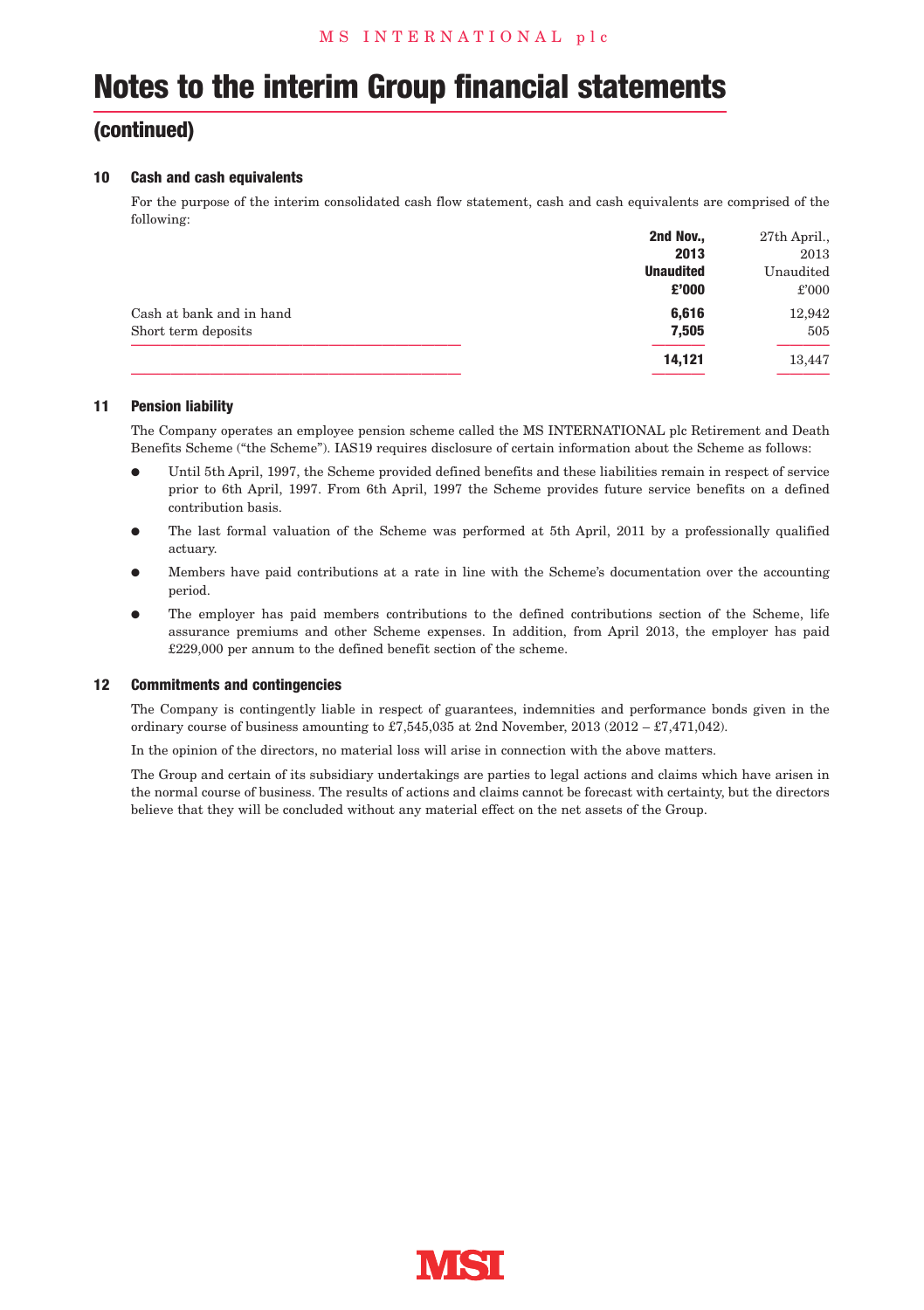# Notes to the interim Group financial statements

## (continued)

### 10 Cash and cash equivalents

For the purpose of the interim consolidated cash flow statement, cash and cash equivalents are comprised of the following:

| | **2nd Nov., 2013 Unaudited £'000** | 27th April., 2013 Unaudited £'000 |
|---|---|---|
| Cash at bank and in hand | **6,616** | 12,942 |
| Short term deposits | **7,505** | 505 |
| | **14,121** | 13,447 |

### 11 Pension liability

The Company operates an employee pension scheme called the MS INTERNATIONAL plc Retirement and Death Benefits Scheme ("the Scheme"). IAS19 requires disclosure of certain information about the Scheme as follows:

- Until 5th April, 1997, the Scheme provided defined benefits and these liabilities remain in respect of service prior to 6th April, 1997. From 6th April, 1997 the Scheme provides future service benefits on a defined contribution basis.
- The last formal valuation of the Scheme was performed at 5th April, 2011 by a professionally qualified actuary.
- Members have paid contributions at a rate in line with the Scheme's documentation over the accounting period.
- The employer has paid members contributions to the defined contributions section of the Scheme, life assurance premiums and other Scheme expenses. In addition, from April 2013, the employer has paid £229,000 per annum to the defined benefit section of the scheme.

### 12 Commitments and contingencies

The Company is contingently liable in respect of guarantees, indemnities and performance bonds given in the ordinary course of business amounting to £7,545,035 at 2nd November, 2013 (2012 – £7,471,042).

In the opinion of the directors, no material loss will arise in connection with the above matters.

The Group and certain of its subsidiary undertakings are parties to legal actions and claims which have arisen in the normal course of business. The results of actions and claims cannot be forecast with certainty, but the directors believe that they will be concluded without any material effect on the net assets of the Group.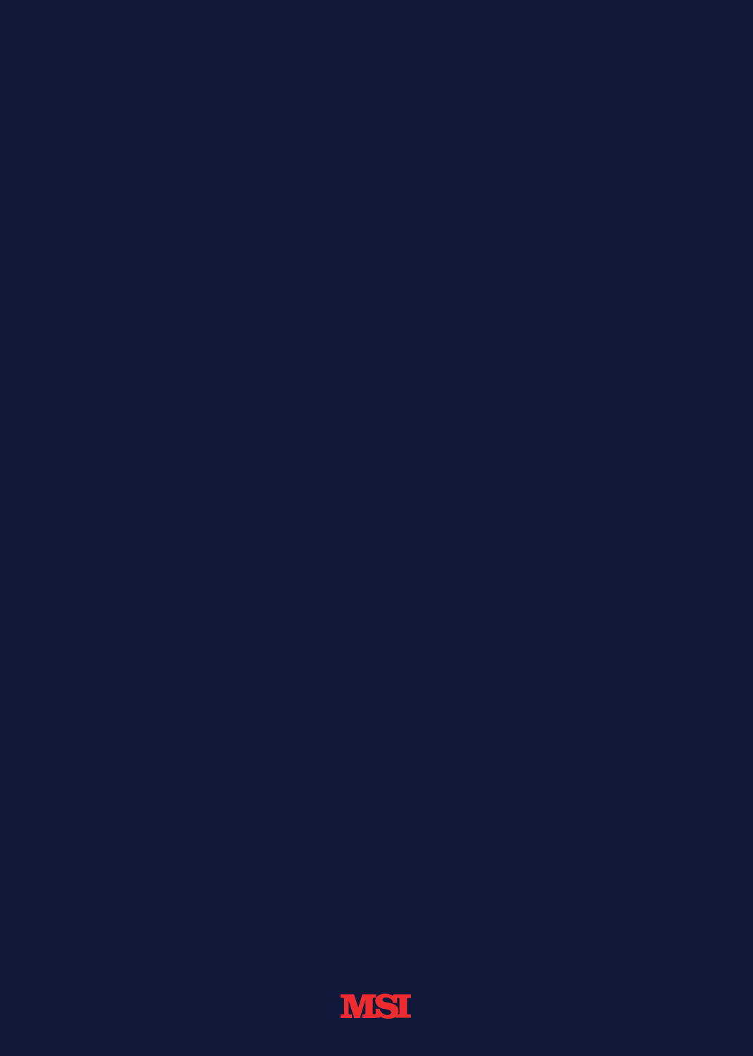MSI